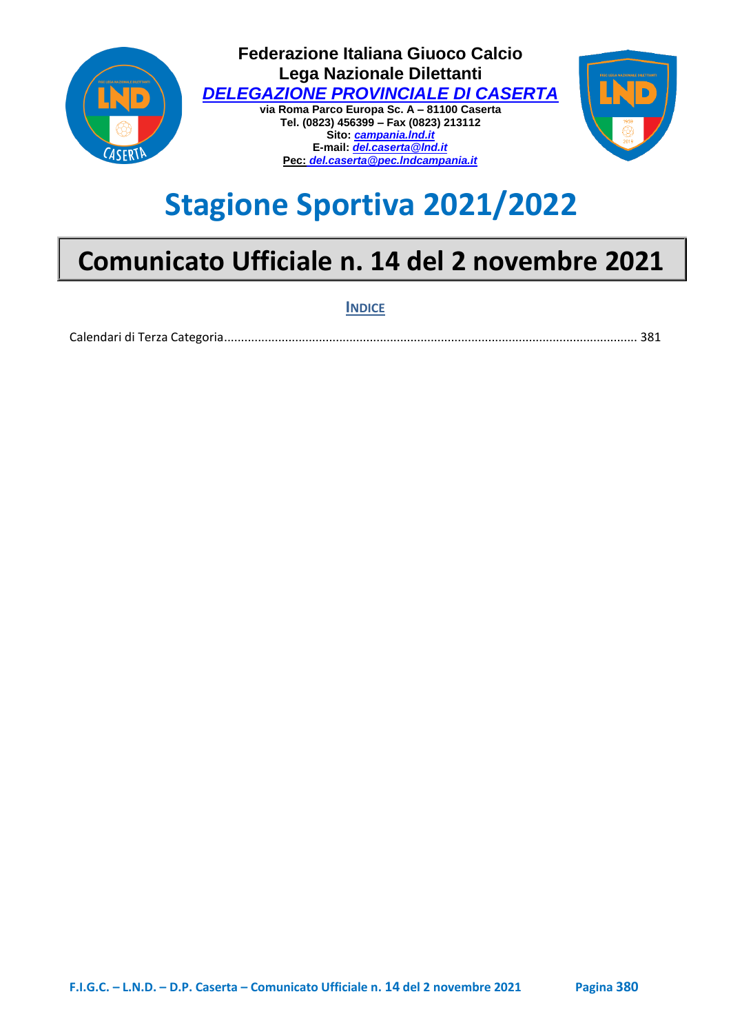**Federazione Italiana Giuoco Calcio**
**Lega Nazionale Dilettanti**
***DELEGAZIONE PROVINCIALE DI CASERTA***
**via Roma Parco Europa Sc. A – 81100 Caserta**
**Tel. (0823) 456399 – Fax (0823) 213112**
**Sito: *campania.lnd.it***
**E-mail: *del.caserta@lnd.it***
**Pec: *del.caserta@pec.lndcampania.it***

# Stagione Sportiva 2021/2022

# Comunicato Ufficiale n. 14 del 2 novembre 2021

**INDICE**

Calendari di Terza Categoria........................................................................................................................ 381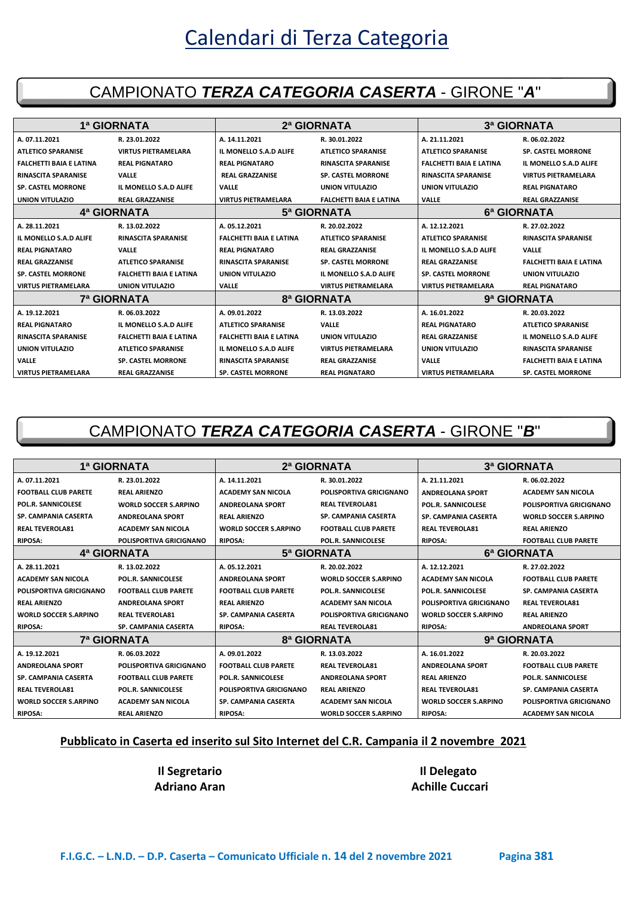# Calendari di Terza Categoria

## CAMPIONATO ***TERZA CATEGORIA CASERTA*** - GIRONE "***A***"

| 1ª GIORNATA | | 2ª GIORNATA | | 3ª GIORNATA | |
|---|---|---|---|---|---|
| A. 07.11.2021 | R. 23.01.2022 | A. 14.11.2021 | R. 30.01.2022 | A. 21.11.2021 | R. 06.02.2022 |
| ATLETICO SPARANISE | VIRTUS PIETRAMELARA | IL MONELLO S.A.D ALIFE | ATLETICO SPARANISE | ATLETICO SPARANISE | SP. CASTEL MORRONE |
| FALCHETTI BAIA E LATINA | REAL PIGNATARO | REAL PIGNATARO | RINASCITA SPARANISE | FALCHETTI BAIA E LATINA | IL MONELLO S.A.D ALIFE |
| RINASCITA SPARANISE | VALLE | REAL GRAZZANISE | SP. CASTEL MORRONE | RINASCITA SPARANISE | VIRTUS PIETRAMELARA |
| SP. CASTEL MORRONE | IL MONELLO S.A.D ALIFE | VALLE | UNION VITULAZIO | UNION VITULAZIO | REAL PIGNATARO |
| UNION VITULAZIO | REAL GRAZZANISE | VIRTUS PIETRAMELARA | FALCHETTI BAIA E LATINA | VALLE | REAL GRAZZANISE |
| **4ª GIORNATA** | | **5ª GIORNATA** | | **6ª GIORNATA** | |
| A. 28.11.2021 | R. 13.02.2022 | A. 05.12.2021 | R. 20.02.2022 | A. 12.12.2021 | R. 27.02.2022 |
| IL MONELLO S.A.D ALIFE | RINASCITA SPARANISE | FALCHETTI BAIA E LATINA | ATLETICO SPARANISE | ATLETICO SPARANISE | RINASCITA SPARANISE |
| REAL PIGNATARO | VALLE | REAL PIGNATARO | REAL GRAZZANISE | IL MONELLO S.A.D ALIFE | VALLE |
| REAL GRAZZANISE | ATLETICO SPARANISE | RINASCITA SPARANISE | SP. CASTEL MORRONE | REAL GRAZZANISE | FALCHETTI BAIA E LATINA |
| SP. CASTEL MORRONE | FALCHETTI BAIA E LATINA | UNION VITULAZIO | IL MONELLO S.A.D ALIFE | SP. CASTEL MORRONE | UNION VITULAZIO |
| VIRTUS PIETRAMELARA | UNION VITULAZIO | VALLE | VIRTUS PIETRAMELARA | VIRTUS PIETRAMELARA | REAL PIGNATARO |
| **7ª GIORNATA** | | **8ª GIORNATA** | | **9ª GIORNATA** | |
| A. 19.12.2021 | R. 06.03.2022 | A. 09.01.2022 | R. 13.03.2022 | A. 16.01.2022 | R. 20.03.2022 |
| REAL PIGNATARO | IL MONELLO S.A.D ALIFE | ATLETICO SPARANISE | VALLE | REAL PIGNATARO | ATLETICO SPARANISE |
| RINASCITA SPARANISE | FALCHETTI BAIA E LATINA | FALCHETTI BAIA E LATINA | UNION VITULAZIO | REAL GRAZZANISE | IL MONELLO S.A.D ALIFE |
| UNION VITULAZIO | ATLETICO SPARANISE | IL MONELLO S.A.D ALIFE | VIRTUS PIETRAMELARA | UNION VITULAZIO | RINASCITA SPARANISE |
| VALLE | SP. CASTEL MORRONE | RINASCITA SPARANISE | REAL GRAZZANISE | VALLE | FALCHETTI BAIA E LATINA |
| VIRTUS PIETRAMELARA | REAL GRAZZANISE | SP. CASTEL MORRONE | REAL PIGNATARO | VIRTUS PIETRAMELARA | SP. CASTEL MORRONE |

## CAMPIONATO ***TERZA CATEGORIA CASERTA*** - GIRONE "***B***"

| 1ª GIORNATA | | 2ª GIORNATA | | 3ª GIORNATA | |
|---|---|---|---|---|---|
| A. 07.11.2021 | R. 23.01.2022 | A. 14.11.2021 | R. 30.01.2022 | A. 21.11.2021 | R. 06.02.2022 |
| FOOTBALL CLUB PARETE | REAL ARIENZO | ACADEMY SAN NICOLA | POLISPORTIVA GRICIGNANO | ANDREOLANA SPORT | ACADEMY SAN NICOLA |
| POL.R. SANNICOLESE | WORLD SOCCER S.ARPINO | ANDREOLANA SPORT | REAL TEVEROLA81 | POL.R. SANNICOLESE | POLISPORTIVA GRICIGNANO |
| SP. CAMPANIA CASERTA | ANDREOLANA SPORT | REAL ARIENZO | SP. CAMPANIA CASERTA | SP. CAMPANIA CASERTA | WORLD SOCCER S.ARPINO |
| REAL TEVEROLA81 | ACADEMY SAN NICOLA | WORLD SOCCER S.ARPINO | FOOTBALL CLUB PARETE | REAL TEVEROLA81 | REAL ARIENZO |
| RIPOSA: | POLISPORTIVA GRICIGNANO | RIPOSA: | POL.R. SANNICOLESE | RIPOSA: | FOOTBALL CLUB PARETE |
| **4ª GIORNATA** | | **5ª GIORNATA** | | **6ª GIORNATA** | |
| A. 28.11.2021 | R. 13.02.2022 | A. 05.12.2021 | R. 20.02.2022 | A. 12.12.2021 | R. 27.02.2022 |
| ACADEMY SAN NICOLA | POL.R. SANNICOLESE | ANDREOLANA SPORT | WORLD SOCCER S.ARPINO | ACADEMY SAN NICOLA | FOOTBALL CLUB PARETE |
| POLISPORTIVA GRICIGNANO | FOOTBALL CLUB PARETE | FOOTBALL CLUB PARETE | POL.R. SANNICOLESE | POL.R. SANNICOLESE | SP. CAMPANIA CASERTA |
| REAL ARIENZO | ANDREOLANA SPORT | REAL ARIENZO | ACADEMY SAN NICOLA | POLISPORTIVA GRICIGNANO | REAL TEVEROLA81 |
| WORLD SOCCER S.ARPINO | REAL TEVEROLA81 | SP. CAMPANIA CASERTA | POLISPORTIVA GRICIGNANO | WORLD SOCCER S.ARPINO | REAL ARIENZO |
| RIPOSA: | SP. CAMPANIA CASERTA | RIPOSA: | REAL TEVEROLA81 | RIPOSA: | ANDREOLANA SPORT |
| **7ª GIORNATA** | | **8ª GIORNATA** | | **9ª GIORNATA** | |
| A. 19.12.2021 | R. 06.03.2022 | A. 09.01.2022 | R. 13.03.2022 | A. 16.01.2022 | R. 20.03.2022 |
| ANDREOLANA SPORT | POLISPORTIVA GRICIGNANO | FOOTBALL CLUB PARETE | REAL TEVEROLA81 | ANDREOLANA SPORT | FOOTBALL CLUB PARETE |
| SP. CAMPANIA CASERTA | FOOTBALL CLUB PARETE | POL.R. SANNICOLESE | ANDREOLANA SPORT | REAL ARIENZO | POL.R. SANNICOLESE |
| REAL TEVEROLA81 | POL.R. SANNICOLESE | POLISPORTIVA GRICIGNANO | REAL ARIENZO | REAL TEVEROLA81 | SP. CAMPANIA CASERTA |
| WORLD SOCCER S.ARPINO | ACADEMY SAN NICOLA | SP. CAMPANIA CASERTA | ACADEMY SAN NICOLA | WORLD SOCCER S.ARPINO | POLISPORTIVA GRICIGNANO |
| RIPOSA: | REAL ARIENZO | RIPOSA: | WORLD SOCCER S.ARPINO | RIPOSA: | ACADEMY SAN NICOLA |

**Pubblicato in Caserta ed inserito sul Sito Internet del C.R. Campania il 2 novembre 2021**

**Il Segretario**
**Adriano Aran**

**Il Delegato**
**Achille Cuccari**